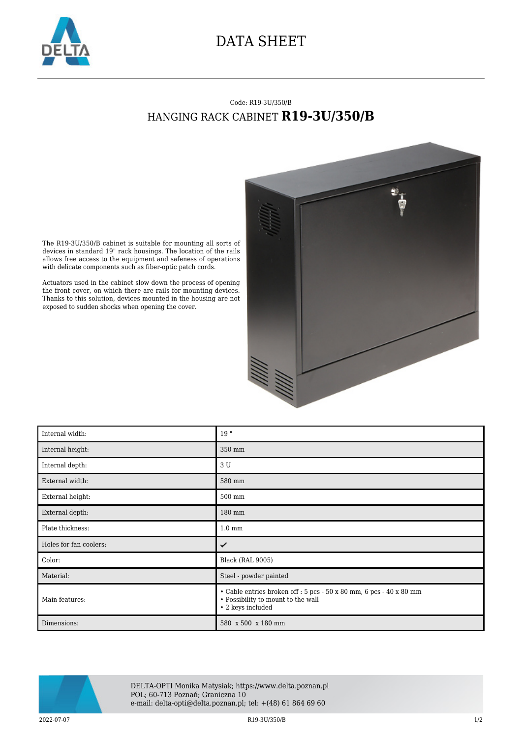# DATA SHEET

Code: R19-3U/350/B

## HANGING RACK CABINET **R19-3U/350/B**

The R19-3U/350/B cabinet is suitable for mounting all sorts of devices in standard 19" rack housings. The location of the rails allows free access to the equipment and safeness of operations with delicate components such as fiber-optic patch cords.

Actuators used in the cabinet slow down the process of opening the front cover, on which there are rails for mounting devices. Thanks to this solution, devices mounted in the housing are not exposed to sudden shocks when opening the cover.

| | |
|---|---|
| Internal width: | 19 " |
| Internal height: | 350 mm |
| Internal depth: | 3 U |
| External width: | 580 mm |
| External height: | 500 mm |
| External depth: | 180 mm |
| Plate thickness: | 1.0 mm |
| Holes for fan coolers: | ✓ |
| Color: | Black (RAL 9005) |
| Material: | Steel - powder painted |
| Main features: | • Cable entries broken off : 5 pcs - 50 x 80 mm, 6 pcs - 40 x 80 mm<br>• Possibility to mount to the wall<br>• 2 keys included |
| Dimensions: | 580 x 500 x 180 mm |

DELTA-OPTI Monika Matysiak; https://www.delta.poznan.pl
POL; 60-713 Poznań; Graniczna 10
e-mail: delta-opti@delta.poznan.pl; tel: +(48) 61 864 69 60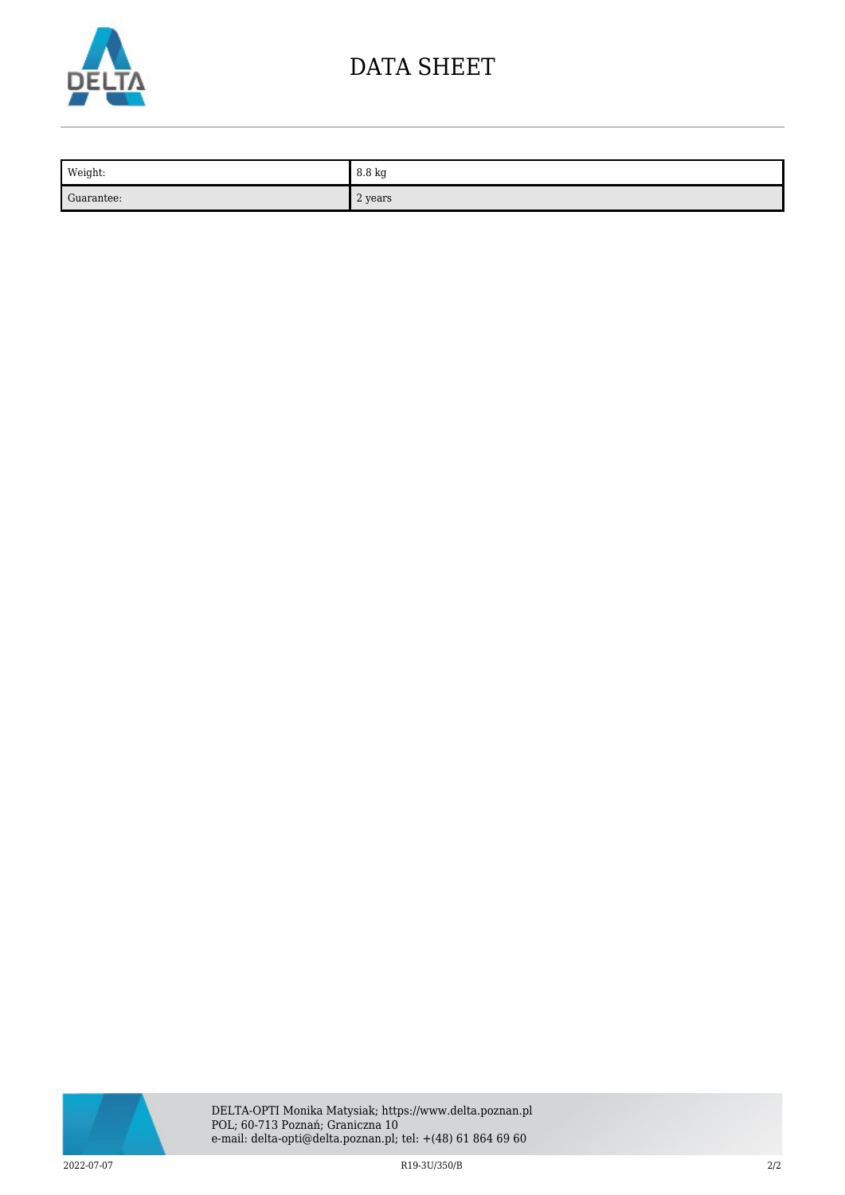# DATA SHEET

| | |
|---|---|
| Weight: | 8.8 kg |
| Guarantee: | 2 years |

DELTA-OPTI Monika Matysiak; https://www.delta.poznan.pl
POL; 60-713 Poznań; Graniczna 10
e-mail: delta-opti@delta.poznan.pl; tel: +(48) 61 864 69 60

2022-07-07 R19-3U/350/B